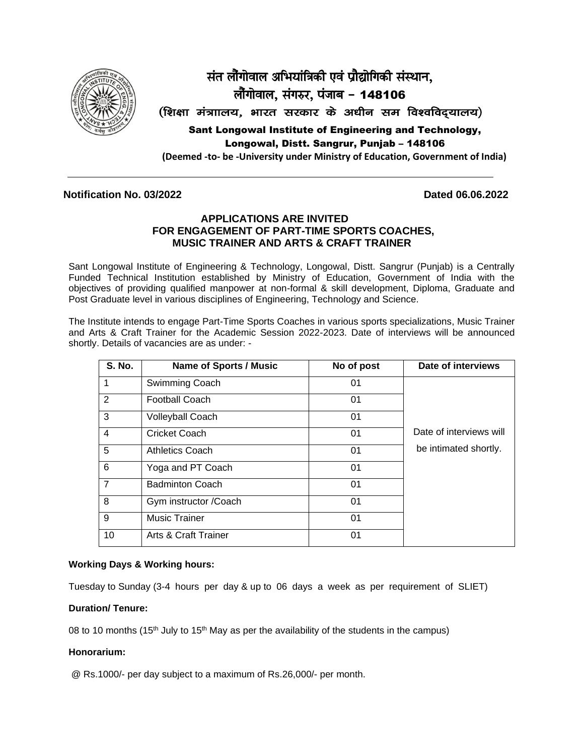संत लौंगोवाल अभियांत्रिकी एवं प्रौद्योगिकी संस्थान,
लौंगोवाल, संगरुर, पंजाब – 148106
(शिक्षा मंत्रालय, भारत सरकार के अधीन सम विश्वविद्यालय)

**Sant Longowal Institute of Engineering and Technology,**
**Longowal, Distt. Sangrur, Punjab – 148106**
**(Deemed -to- be -University under Ministry of Education, Government of India)**

---

**Notification No. 03/2022** **Dated 06.06.2022**

## APPLICATIONS ARE INVITED FOR ENGAGEMENT OF PART-TIME SPORTS COACHES, MUSIC TRAINER AND ARTS & CRAFT TRAINER

Sant Longowal Institute of Engineering & Technology, Longowal, Distt. Sangrur (Punjab) is a Centrally Funded Technical Institution established by Ministry of Education, Government of India with the objectives of providing qualified manpower at non-formal & skill development, Diploma, Graduate and Post Graduate level in various disciplines of Engineering, Technology and Science.

The Institute intends to engage Part-Time Sports Coaches in various sports specializations, Music Trainer and Arts & Craft Trainer for the Academic Session 2022-2023. Date of interviews will be announced shortly. Details of vacancies are as under: -

| S. No. | Name of Sports / Music | No of post | Date of interviews |
|---|---|---|---|
| 1 | Swimming Coach | 01 | Date of interviews will be intimated shortly. |
| 2 | Football Coach | 01 | |
| 3 | Volleyball Coach | 01 | |
| 4 | Cricket Coach | 01 | |
| 5 | Athletics Coach | 01 | |
| 6 | Yoga and PT Coach | 01 | |
| 7 | Badminton Coach | 01 | |
| 8 | Gym instructor /Coach | 01 | |
| 9 | Music Trainer | 01 | |
| 10 | Arts & Craft Trainer | 01 | |

**Working Days & Working hours:**

Tuesday to Sunday (3-4 hours per day & up to 06 days a week as per requirement of SLIET)

**Duration/ Tenure:**

08 to 10 months (15th July to 15th May as per the availability of the students in the campus)

**Honorarium:**

@ Rs.1000/- per day subject to a maximum of Rs.26,000/- per month.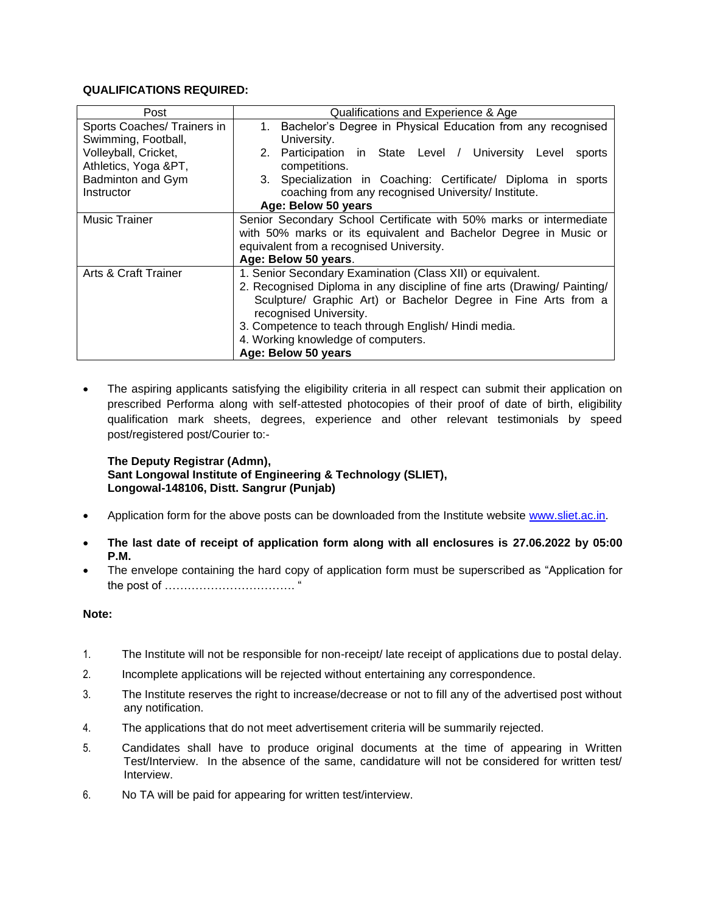**QUALIFICATIONS REQUIRED:**

| Post | Qualifications and Experience & Age |
|---|---|
| Sports Coaches/ Trainers in Swimming, Football, Volleyball, Cricket, Athletics, Yoga &PT, Badminton and Gym Instructor | 1. Bachelor's Degree in Physical Education from any recognised University.<br>2. Participation in State Level / University Level sports competitions.<br>3. Specialization in Coaching: Certificate/ Diploma in sports coaching from any recognised University/ Institute.<br>**Age: Below 50 years** |
| Music Trainer | Senior Secondary School Certificate with 50% marks or intermediate with 50% marks or its equivalent and Bachelor Degree in Music or equivalent from a recognised University.<br>**Age: Below 50 years**. |
| Arts & Craft Trainer | 1. Senior Secondary Examination (Class XII) or equivalent.<br>2. Recognised Diploma in any discipline of fine arts (Drawing/ Painting/ Sculpture/ Graphic Art) or Bachelor Degree in Fine Arts from a recognised University.<br>3. Competence to teach through English/ Hindi media.<br>4. Working knowledge of computers.<br>**Age: Below 50 years** |

- The aspiring applicants satisfying the eligibility criteria in all respect can submit their application on prescribed Performa along with self-attested photocopies of their proof of date of birth, eligibility qualification mark sheets, degrees, experience and other relevant testimonials by speed post/registered post/Courier to:-

  **The Deputy Registrar (Admn),**
  **Sant Longowal Institute of Engineering & Technology (SLIET),**
  **Longowal-148106, Distt. Sangrur (Punjab)**

- Application form for the above posts can be downloaded from the Institute website www.sliet.ac.in.
- **The last date of receipt of application form along with all enclosures is 27.06.2022 by 05:00 P.M.**
- The envelope containing the hard copy of application form must be superscribed as "Application for the post of ……………………………. "

**Note:**

1. The Institute will not be responsible for non-receipt/ late receipt of applications due to postal delay.
2. Incomplete applications will be rejected without entertaining any correspondence.
3. The Institute reserves the right to increase/decrease or not to fill any of the advertised post without any notification.
4. The applications that do not meet advertisement criteria will be summarily rejected.
5. Candidates shall have to produce original documents at the time of appearing in Written Test/Interview. In the absence of the same, candidature will not be considered for written test/ Interview.
6. No TA will be paid for appearing for written test/interview.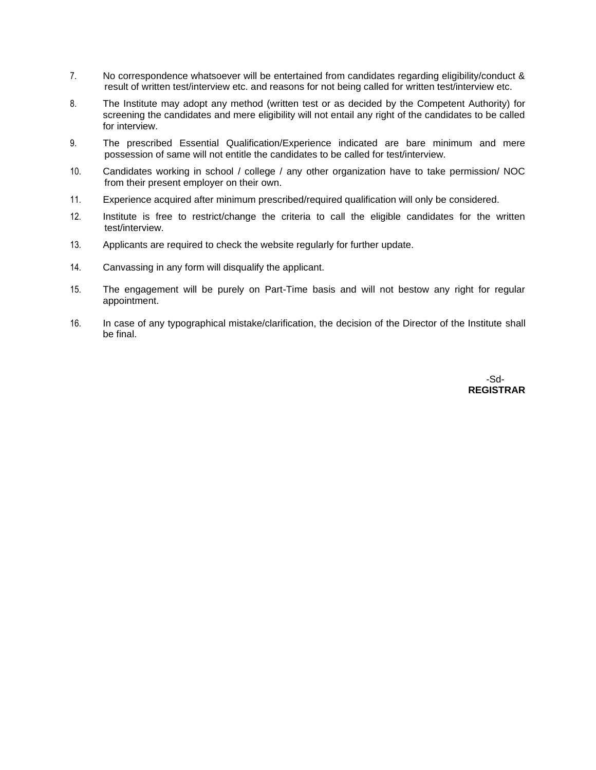7. No correspondence whatsoever will be entertained from candidates regarding eligibility/conduct & result of written test/interview etc. and reasons for not being called for written test/interview etc.

8. The Institute may adopt any method (written test or as decided by the Competent Authority) for screening the candidates and mere eligibility will not entail any right of the candidates to be called for interview.

9. The prescribed Essential Qualification/Experience indicated are bare minimum and mere possession of same will not entitle the candidates to be called for test/interview.

10. Candidates working in school / college / any other organization have to take permission/ NOC from their present employer on their own.

11. Experience acquired after minimum prescribed/required qualification will only be considered.

12. Institute is free to restrict/change the criteria to call the eligible candidates for the written test/interview.

13. Applicants are required to check the website regularly for further update.

14. Canvassing in any form will disqualify the applicant.

15. The engagement will be purely on Part-Time basis and will not bestow any right for regular appointment.

16. In case of any typographical mistake/clarification, the decision of the Director of the Institute shall be final.

-Sd-
**REGISTRAR**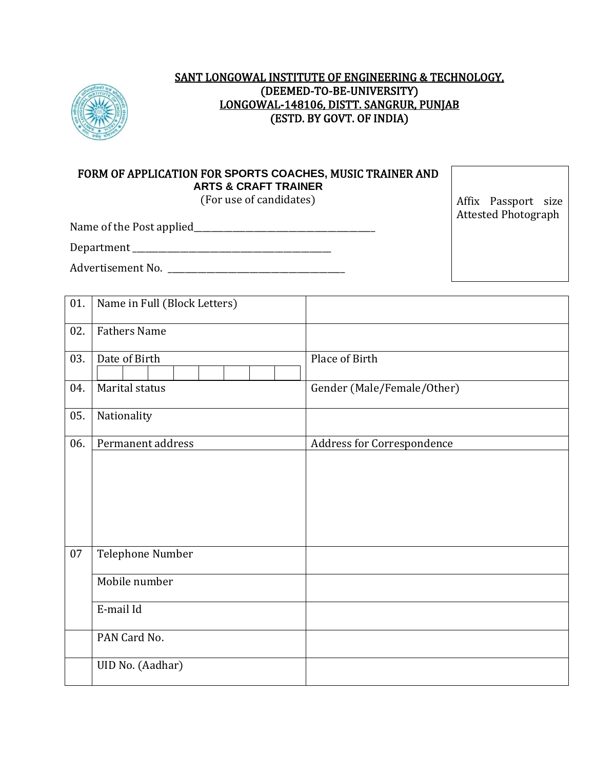# SANT LONGOWAL INSTITUTE OF ENGINEERING & TECHNOLOGY,
## (DEEMED-TO-BE-UNIVERSITY)
## LONGOWAL-148106, DISTT. SANGRUR, PUNJAB
## (ESTD. BY GOVT. OF INDIA)

### FORM OF APPLICATION FOR SPORTS COACHES, MUSIC TRAINER AND ARTS & CRAFT TRAINER

(For use of candidates)

Affix Passport size Attested Photograph

Name of the Post applied_______________________________________

Department ___________________________________________

Advertisement No. ______________________________________

| | | |
|---|---|---|
| 01. | Name in Full (Block Letters) | |
| 02. | Fathers Name | |
| 03. | Date of Birth | Place of Birth |
| 04. | Marital status | Gender (Male/Female/Other) |
| 05. | Nationality | |
| 06. | Permanent address | Address for Correspondence |
| 07 | Telephone Number | |
| | Mobile number | |
| | E-mail Id | |
| | PAN Card No. | |
| | UID No. (Aadhar) | |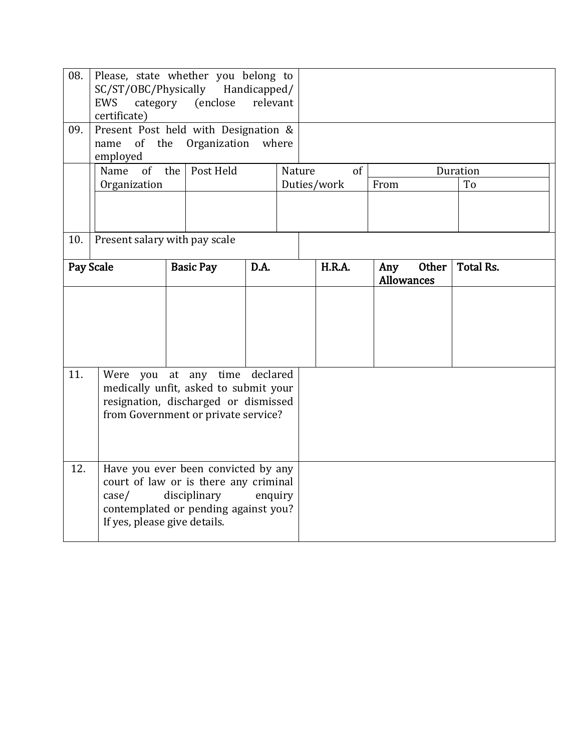| 08. | Please, state whether you belong to SC/ST/OBC/Physically Handicapped/ EWS category (enclose relevant certificate) | |
|---|---|---|
| 09. | Present Post held with Designation & name of the Organization where employed | |

| Name of the Organization | Post Held | Nature of Duties/work | Duration | |
|---|---|---|---|---|
| | | | From | To |
| | | | | |

| 10. | Present salary with pay scale | |
|---|---|---|

| **Pay Scale** | **Basic Pay** | **D.A.** | **H.R.A.** | **Any Other Allowances** | **Total Rs.** |
|---|---|---|---|---|---|
| | | | | | |

| 11. | Were you at any time declared medically unfit, asked to submit your resignation, discharged or dismissed from Government or private service? | |
|---|---|---|
| 12. | Have you ever been convicted by any court of law or is there any criminal case/ disciplinary enquiry contemplated or pending against you? If yes, please give details. | |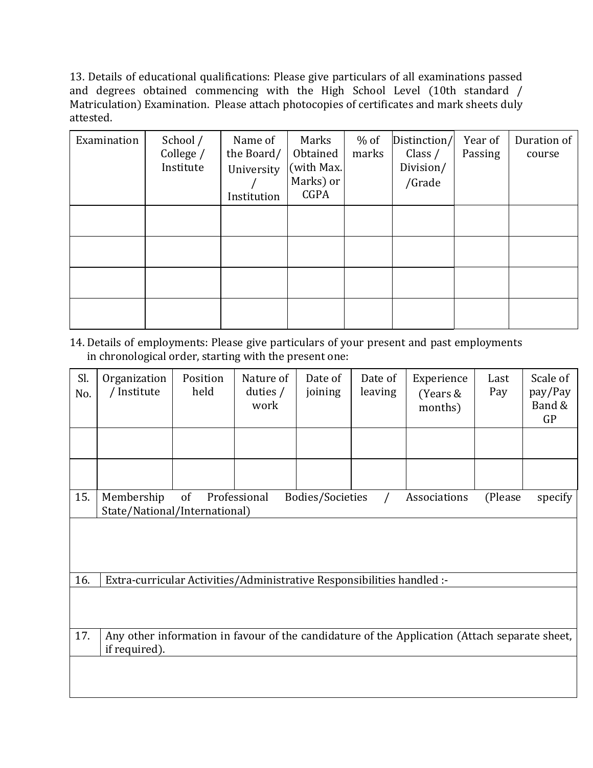13. Details of educational qualifications: Please give particulars of all examinations passed and degrees obtained commencing with the High School Level (10th standard / Matriculation) Examination. Please attach photocopies of certificates and mark sheets duly attested.

| Examination | School / College / Institute | Name of the Board/ University / Institution | Marks Obtained (with Max. Marks) or CGPA | % of marks | Distinction/ Class / Division/ /Grade | Year of Passing | Duration of course |
|---|---|---|---|---|---|---|---|
| | | | | | | | |
| | | | | | | | |
| | | | | | | | |
| | | | | | | | |

14. Details of employments: Please give particulars of your present and past employments in chronological order, starting with the present one:

| Sl. No. | Organization / Institute | Position held | Nature of duties / work | Date of joining | Date of leaving | Experience (Years & months) | Last Pay | Scale of pay/Pay Band & GP |
|---|---|---|---|---|---|---|---|---|
| | | | | | | | | |
| | | | | | | | | |

| 15. | Membership of Professional Bodies/Societies / Associations (Please specify State/National/International) |
|---|---|
| | |

| 16. | Extra-curricular Activities/Administrative Responsibilities handled :- |
|---|---|
| | |

| 17. | Any other information in favour of the candidature of the Application (Attach separate sheet, if required). |
|---|---|
| | |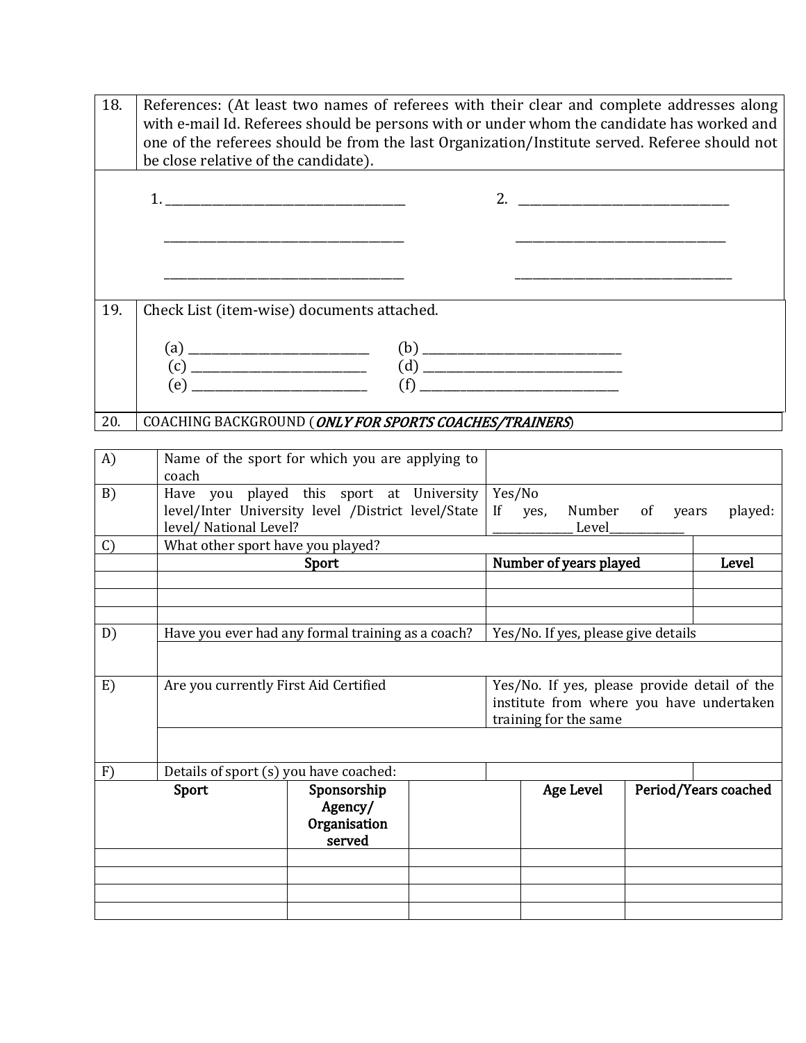| 18. | References: (At least two names of referees with their clear and complete addresses along with e-mail Id. Referees should be persons with or under whom the candidate has worked and one of the referees should be from the last Organization/Institute served. Referee should not be close relative of the candidate). |
|---|---|
| | 1. ______________________________ &nbsp;&nbsp;&nbsp;&nbsp; 2. ______________________________ <br> ______________________________ &nbsp;&nbsp;&nbsp;&nbsp; ______________________________ <br> ______________________________ &nbsp;&nbsp;&nbsp;&nbsp; ______________________________ |
| 19. | Check List (item-wise) documents attached. <br> (a) ____________________ &nbsp;&nbsp; (b) ____________________ <br> (c) ____________________ &nbsp;&nbsp; (d) ____________________ <br> (e) ____________________ &nbsp;&nbsp; (f) ____________________ |
| 20. | COACHING BACKGROUND (***ONLY FOR SPORTS COACHES/TRAINERS***) |

| A) | Name of the sport for which you are applying to coach | | |
|---|---|---|---|
| B) | Have you played this sport at University level/Inter University level /District level/State level/ National Level? | Yes/No <br> If yes, Number of years played: ____________ Level____________ | |
| C) | What other sport have you played? | | |
| | **Sport** | **Number of years played** | **Level** |
| | | | |
| | | | |
| | | | |
| D) | Have you ever had any formal training as a coach? | Yes/No. If yes, please give details | |
| | | | |
| E) | Are you currently First Aid Certified | Yes/No. If yes, please provide detail of the institute from where you have undertaken training for the same | |
| | | | |
| F) | Details of sport (s) you have coached: | | |

| Sport | Sponsorship Agency/ Organisation served | | Age Level | Period/Years coached |
|---|---|---|---|---|
| | | | | |
| | | | | |
| | | | | |
| | | | | |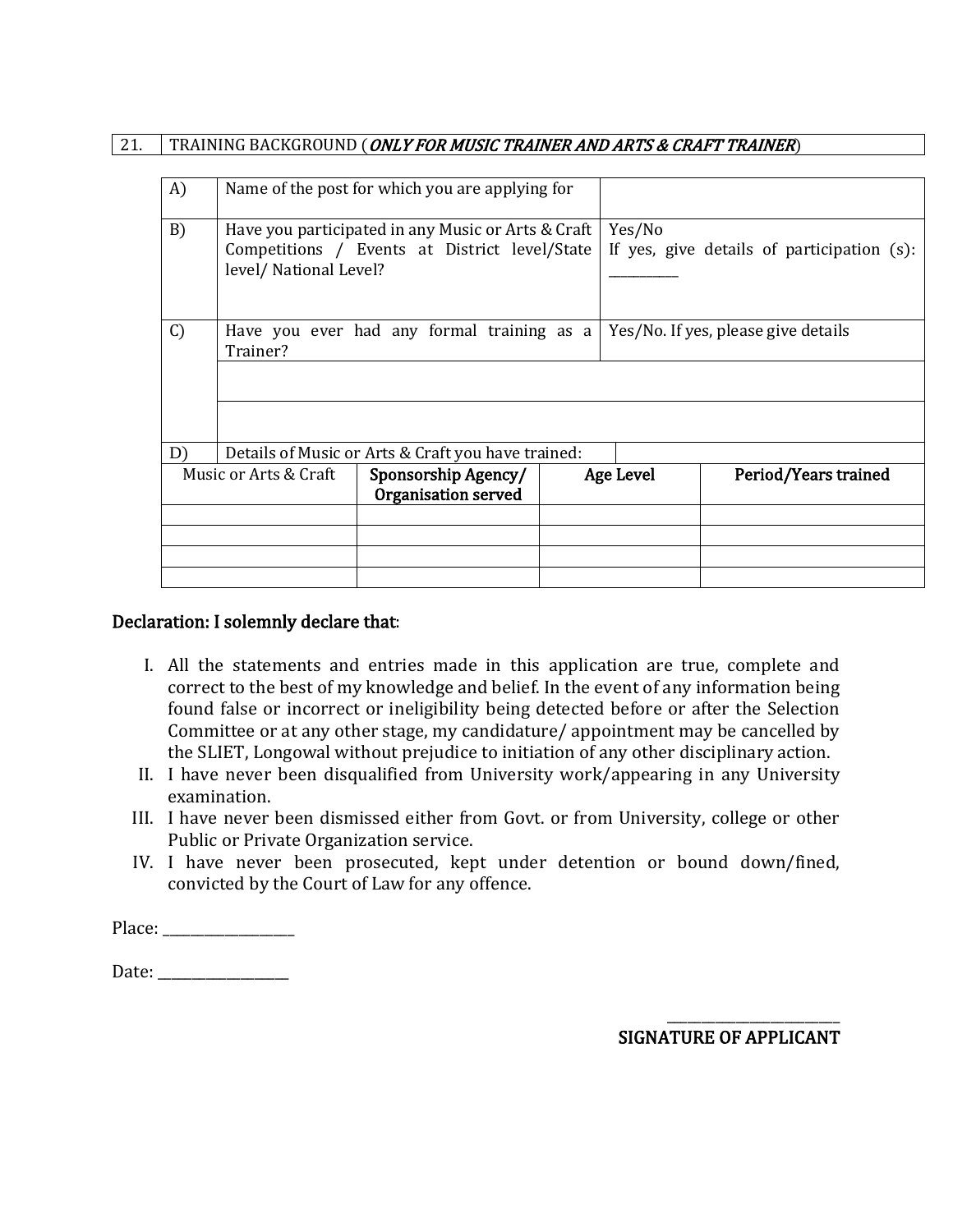| 21. | TRAINING BACKGROUND (***ONLY FOR MUSIC TRAINER AND ARTS & CRAFT TRAINER***) |
|---|---|

| | | |
|---|---|---|
| A) | Name of the post for which you are applying for | |
| B) | Have you participated in any Music or Arts & Craft Competitions / Events at District level/State level/ National Level? | Yes/No<br>If yes, give details of participation (s): ___________ |
| C) | Have you ever had any formal training as a Trainer? | Yes/No. If yes, please give details |
| | | |
| | | |
| D) | Details of Music or Arts & Craft you have trained: | |

| Music or Arts & Craft | **Sponsorship Agency/ Organisation served** | **Age Level** | **Period/Years trained** |
|---|---|---|---|
| | | | |
| | | | |
| | | | |
| | | | |

**Declaration: I solemnly declare that:**

I. All the statements and entries made in this application are true, complete and correct to the best of my knowledge and belief. In the event of any information being found false or incorrect or ineligibility being detected before or after the Selection Committee or at any other stage, my candidature/ appointment may be cancelled by the SLIET, Longowal without prejudice to initiation of any other disciplinary action.

II. I have never been disqualified from University work/appearing in any University examination.

III. I have never been dismissed either from Govt. or from University, college or other Public or Private Organization service.

IV. I have never been prosecuted, kept under detention or bound down/fined, convicted by the Court of Law for any offence.

Place: ___________________

Date: ___________________

_________________________

**SIGNATURE OF APPLICANT**